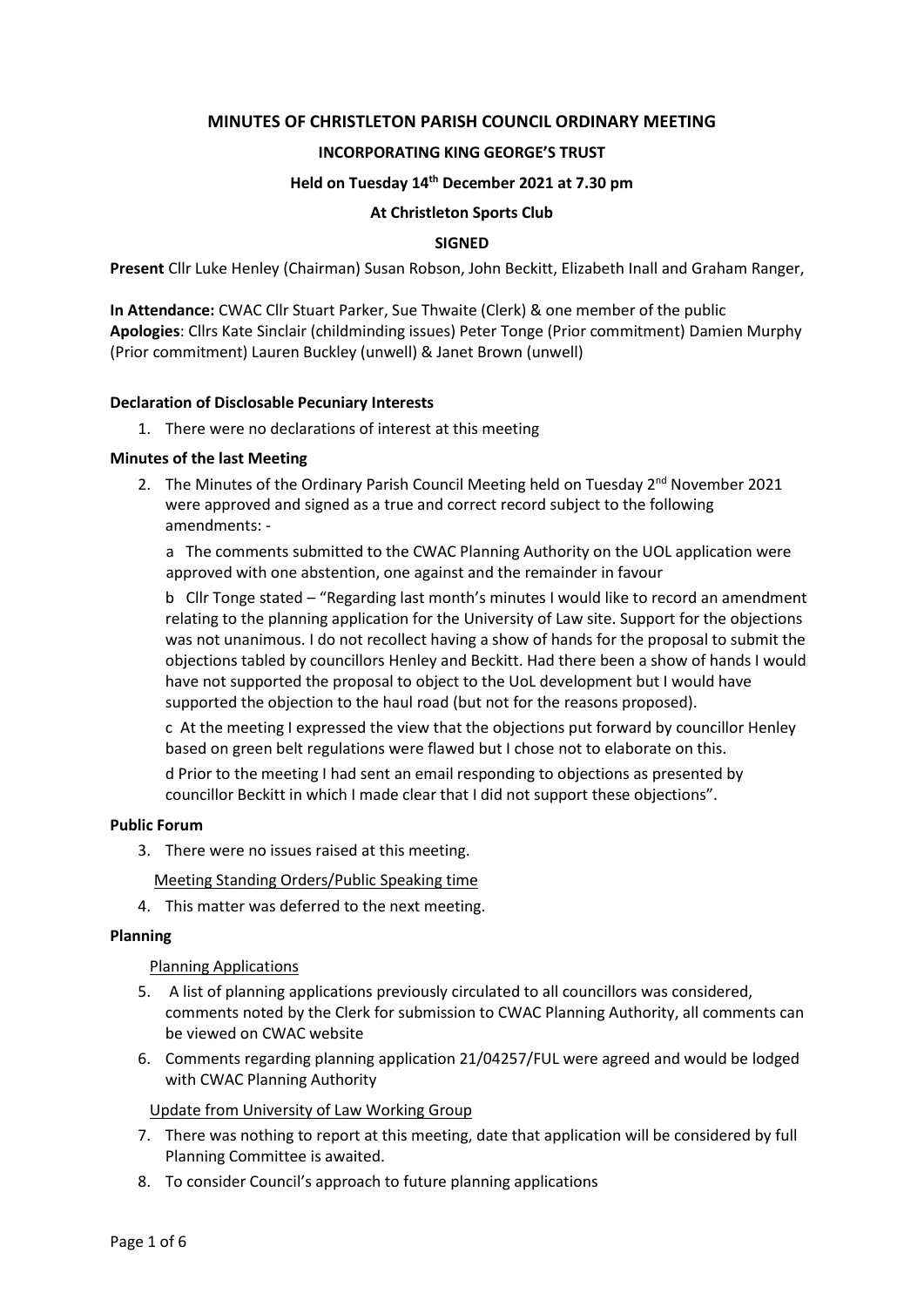# MINUTES OF CHRISTLETON PARISH COUNCIL ORDINARY MEETING

## INCORPORATING KING GEORGE'S TRUST

### Held on Tuesday 14th December 2021 at 7.30 pm

### At Christleton Sports Club

**SIGNED**

**Present** Cllr Luke Henley (Chairman) Susan Robson, John Beckitt, Elizabeth Inall and Graham Ranger,

**In Attendance:** CWAC Cllr Stuart Parker, Sue Thwaite (Clerk) & one member of the public
**Apologies**: Cllrs Kate Sinclair (childminding issues) Peter Tonge (Prior commitment) Damien Murphy (Prior commitment) Lauren Buckley (unwell) & Janet Brown (unwell)

**Declaration of Disclosable Pecuniary Interests**

1. There were no declarations of interest at this meeting

**Minutes of the last Meeting**

2. The Minutes of the Ordinary Parish Council Meeting held on Tuesday 2nd November 2021 were approved and signed as a true and correct record subject to the following amendments: -

   a The comments submitted to the CWAC Planning Authority on the UOL application were approved with one abstention, one against and the remainder in favour

   b Cllr Tonge stated – "Regarding last month's minutes I would like to record an amendment relating to the planning application for the University of Law site. Support for the objections was not unanimous. I do not recollect having a show of hands for the proposal to submit the objections tabled by councillors Henley and Beckitt. Had there been a show of hands I would have not supported the proposal to object to the UoL development but I would have supported the objection to the haul road (but not for the reasons proposed).

   c At the meeting I expressed the view that the objections put forward by councillor Henley based on green belt regulations were flawed but I chose not to elaborate on this.

   d Prior to the meeting I had sent an email responding to objections as presented by councillor Beckitt in which I made clear that I did not support these objections".

**Public Forum**

3. There were no issues raised at this meeting.

   Meeting Standing Orders/Public Speaking time

4. This matter was deferred to the next meeting.

**Planning**

   Planning Applications

5. A list of planning applications previously circulated to all councillors was considered, comments noted by the Clerk for submission to CWAC Planning Authority, all comments can be viewed on CWAC website
6. Comments regarding planning application 21/04257/FUL were agreed and would be lodged with CWAC Planning Authority

   Update from University of Law Working Group

7. There was nothing to report at this meeting, date that application will be considered by full Planning Committee is awaited.
8. To consider Council's approach to future planning applications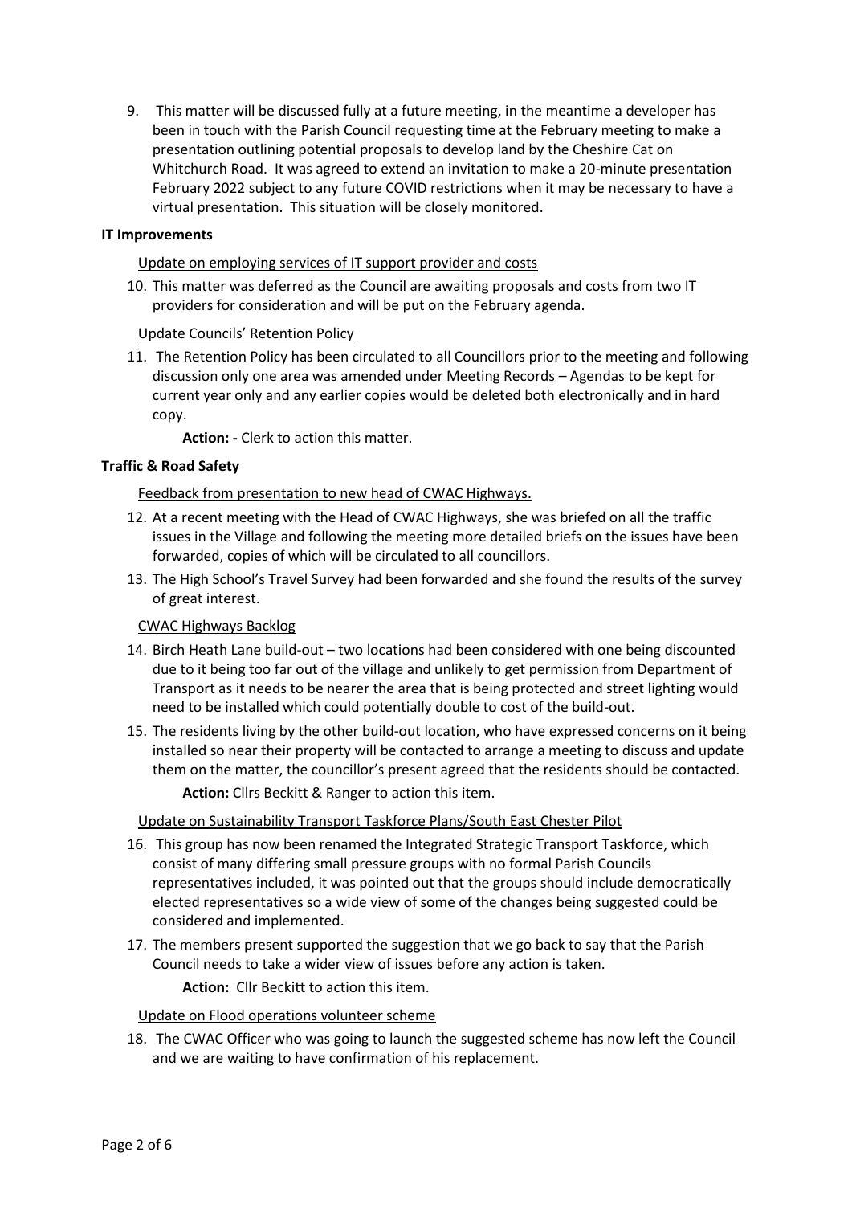9. This matter will be discussed fully at a future meeting, in the meantime a developer has been in touch with the Parish Council requesting time at the February meeting to make a presentation outlining potential proposals to develop land by the Cheshire Cat on Whitchurch Road. It was agreed to extend an invitation to make a 20-minute presentation February 2022 subject to any future COVID restrictions when it may be necessary to have a virtual presentation. This situation will be closely monitored.

**IT Improvements**

<u>Update on employing services of IT support provider and costs</u>

10. This matter was deferred as the Council are awaiting proposals and costs from two IT providers for consideration and will be put on the February agenda.

<u>Update Councils' Retention Policy</u>

11. The Retention Policy has been circulated to all Councillors prior to the meeting and following discussion only one area was amended under Meeting Records – Agendas to be kept for current year only and any earlier copies would be deleted both electronically and in hard copy.

    **Action: -** Clerk to action this matter.

**Traffic & Road Safety**

<u>Feedback from presentation to new head of CWAC Highways.</u>

12. At a recent meeting with the Head of CWAC Highways, she was briefed on all the traffic issues in the Village and following the meeting more detailed briefs on the issues have been forwarded, copies of which will be circulated to all councillors.
13. The High School's Travel Survey had been forwarded and she found the results of the survey of great interest.

<u>CWAC Highways Backlog</u>

14. Birch Heath Lane build-out – two locations had been considered with one being discounted due to it being too far out of the village and unlikely to get permission from Department of Transport as it needs to be nearer the area that is being protected and street lighting would need to be installed which could potentially double to cost of the build-out.
15. The residents living by the other build-out location, who have expressed concerns on it being installed so near their property will be contacted to arrange a meeting to discuss and update them on the matter, the councillor's present agreed that the residents should be contacted.

    **Action:** Cllrs Beckitt & Ranger to action this item.

<u>Update on Sustainability Transport Taskforce Plans/South East Chester Pilot</u>

16. This group has now been renamed the Integrated Strategic Transport Taskforce, which consist of many differing small pressure groups with no formal Parish Councils representatives included, it was pointed out that the groups should include democratically elected representatives so a wide view of some of the changes being suggested could be considered and implemented.
17. The members present supported the suggestion that we go back to say that the Parish Council needs to take a wider view of issues before any action is taken.

    **Action:** Cllr Beckitt to action this item.

<u>Update on Flood operations volunteer scheme</u>

18. The CWAC Officer who was going to launch the suggested scheme has now left the Council and we are waiting to have confirmation of his replacement.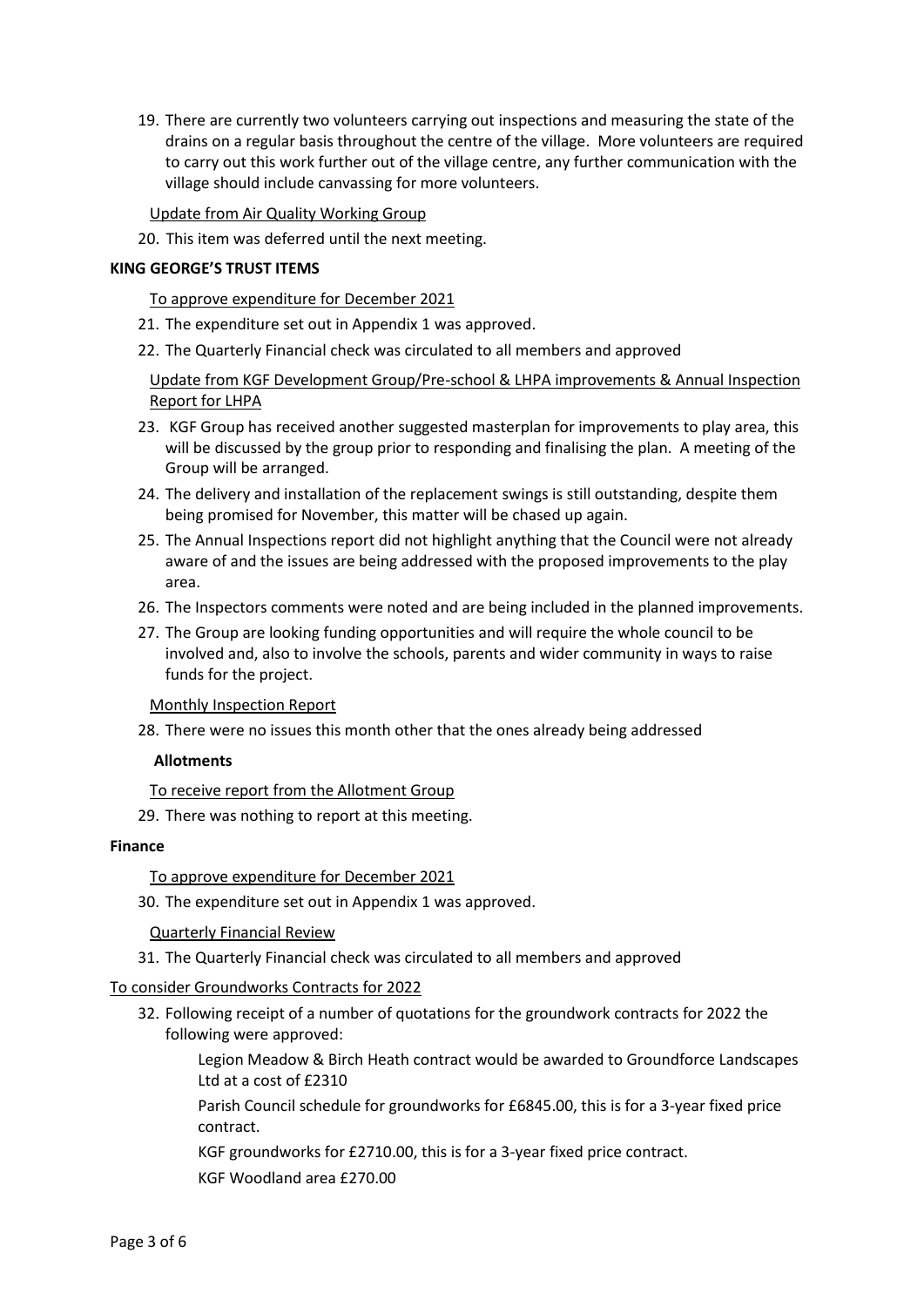19. There are currently two volunteers carrying out inspections and measuring the state of the drains on a regular basis throughout the centre of the village. More volunteers are required to carry out this work further out of the village centre, any further communication with the village should include canvassing for more volunteers.

Update from Air Quality Working Group

20. This item was deferred until the next meeting.

**KING GEORGE'S TRUST ITEMS**

To approve expenditure for December 2021

21. The expenditure set out in Appendix 1 was approved.
22. The Quarterly Financial check was circulated to all members and approved

Update from KGF Development Group/Pre-school & LHPA improvements & Annual Inspection Report for LHPA

23. KGF Group has received another suggested masterplan for improvements to play area, this will be discussed by the group prior to responding and finalising the plan. A meeting of the Group will be arranged.
24. The delivery and installation of the replacement swings is still outstanding, despite them being promised for November, this matter will be chased up again.
25. The Annual Inspections report did not highlight anything that the Council were not already aware of and the issues are being addressed with the proposed improvements to the play area.
26. The Inspectors comments were noted and are being included in the planned improvements.
27. The Group are looking funding opportunities and will require the whole council to be involved and, also to involve the schools, parents and wider community in ways to raise funds for the project.

Monthly Inspection Report

28. There were no issues this month other that the ones already being addressed

**Allotments**

To receive report from the Allotment Group

29. There was nothing to report at this meeting.

**Finance**

To approve expenditure for December 2021

30. The expenditure set out in Appendix 1 was approved.

Quarterly Financial Review

31. The Quarterly Financial check was circulated to all members and approved

To consider Groundworks Contracts for 2022

32. Following receipt of a number of quotations for the groundwork contracts for 2022 the following were approved:

    Legion Meadow & Birch Heath contract would be awarded to Groundforce Landscapes Ltd at a cost of £2310

    Parish Council schedule for groundworks for £6845.00, this is for a 3-year fixed price contract.

    KGF groundworks for £2710.00, this is for a 3-year fixed price contract.

    KGF Woodland area £270.00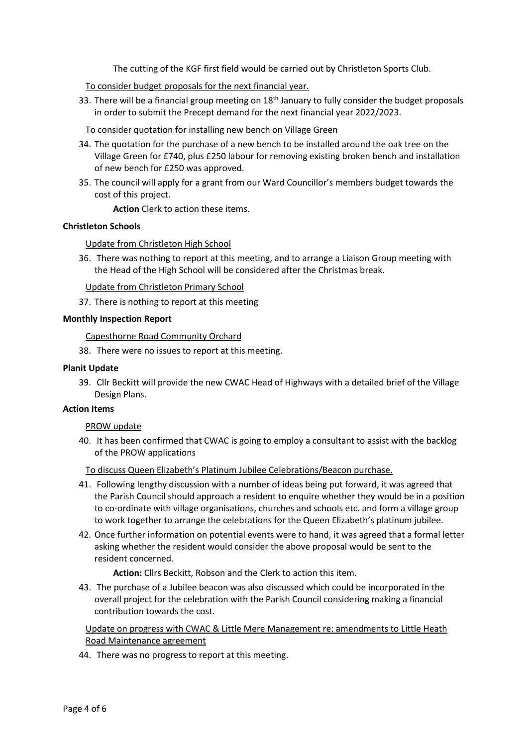The cutting of the KGF first field would be carried out by Christleton Sports Club.

To consider budget proposals for the next financial year.

33. There will be a financial group meeting on 18th January to fully consider the budget proposals in order to submit the Precept demand for the next financial year 2022/2023.

To consider quotation for installing new bench on Village Green

34. The quotation for the purchase of a new bench to be installed around the oak tree on the Village Green for £740, plus £250 labour for removing existing broken bench and installation of new bench for £250 was approved.
35. The council will apply for a grant from our Ward Councillor's members budget towards the cost of this project.

    **Action** Clerk to action these items.

**Christleton Schools**

Update from Christleton High School

36. There was nothing to report at this meeting, and to arrange a Liaison Group meeting with the Head of the High School will be considered after the Christmas break.

Update from Christleton Primary School

37. There is nothing to report at this meeting

**Monthly Inspection Report**

Capesthorne Road Community Orchard

38. There were no issues to report at this meeting.

**Planit Update**

39. Cllr Beckitt will provide the new CWAC Head of Highways with a detailed brief of the Village Design Plans.

**Action Items**

PROW update

40. It has been confirmed that CWAC is going to employ a consultant to assist with the backlog of the PROW applications

To discuss Queen Elizabeth's Platinum Jubilee Celebrations/Beacon purchase.

41. Following lengthy discussion with a number of ideas being put forward, it was agreed that the Parish Council should approach a resident to enquire whether they would be in a position to co-ordinate with village organisations, churches and schools etc. and form a village group to work together to arrange the celebrations for the Queen Elizabeth's platinum jubilee.
42. Once further information on potential events were to hand, it was agreed that a formal letter asking whether the resident would consider the above proposal would be sent to the resident concerned.

    **Action:** Cllrs Beckitt, Robson and the Clerk to action this item.

43. The purchase of a Jubilee beacon was also discussed which could be incorporated in the overall project for the celebration with the Parish Council considering making a financial contribution towards the cost.

Update on progress with CWAC & Little Mere Management re: amendments to Little Heath Road Maintenance agreement

44. There was no progress to report at this meeting.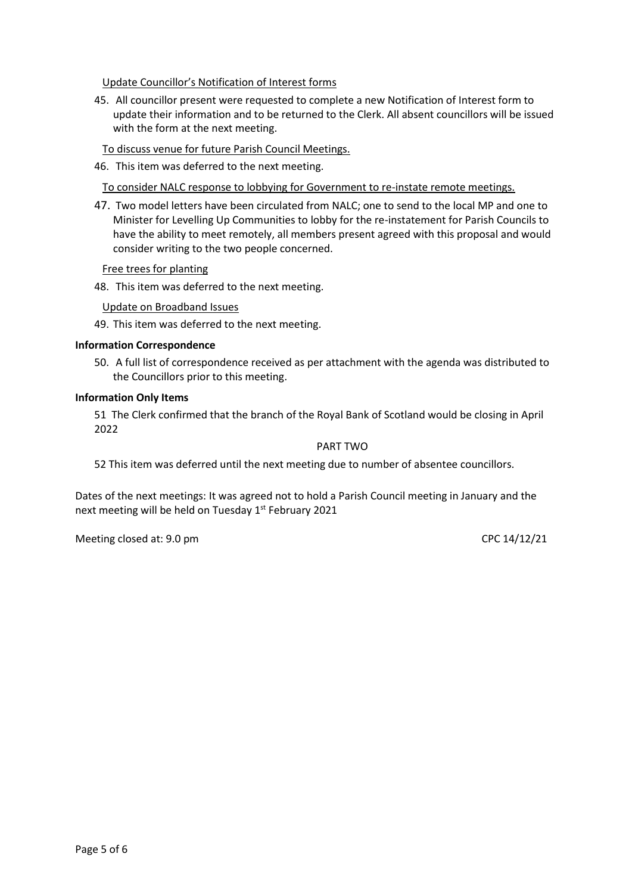Update Councillor's Notification of Interest forms

45. All councillor present were requested to complete a new Notification of Interest form to update their information and to be returned to the Clerk. All absent councillors will be issued with the form at the next meeting.

To discuss venue for future Parish Council Meetings.

46. This item was deferred to the next meeting.

To consider NALC response to lobbying for Government to re-instate remote meetings.

47. Two model letters have been circulated from NALC; one to send to the local MP and one to Minister for Levelling Up Communities to lobby for the re-instatement for Parish Councils to have the ability to meet remotely, all members present agreed with this proposal and would consider writing to the two people concerned.

Free trees for planting

48. This item was deferred to the next meeting.

Update on Broadband Issues

49. This item was deferred to the next meeting.

**Information Correspondence**

50. A full list of correspondence received as per attachment with the agenda was distributed to the Councillors prior to this meeting.

**Information Only Items**

51 The Clerk confirmed that the branch of the Royal Bank of Scotland would be closing in April 2022

PART TWO

52 This item was deferred until the next meeting due to number of absentee councillors.

Dates of the next meetings: It was agreed not to hold a Parish Council meeting in January and the next meeting will be held on Tuesday 1st February 2021

Meeting closed at: 9.0 pm

CPC 14/12/21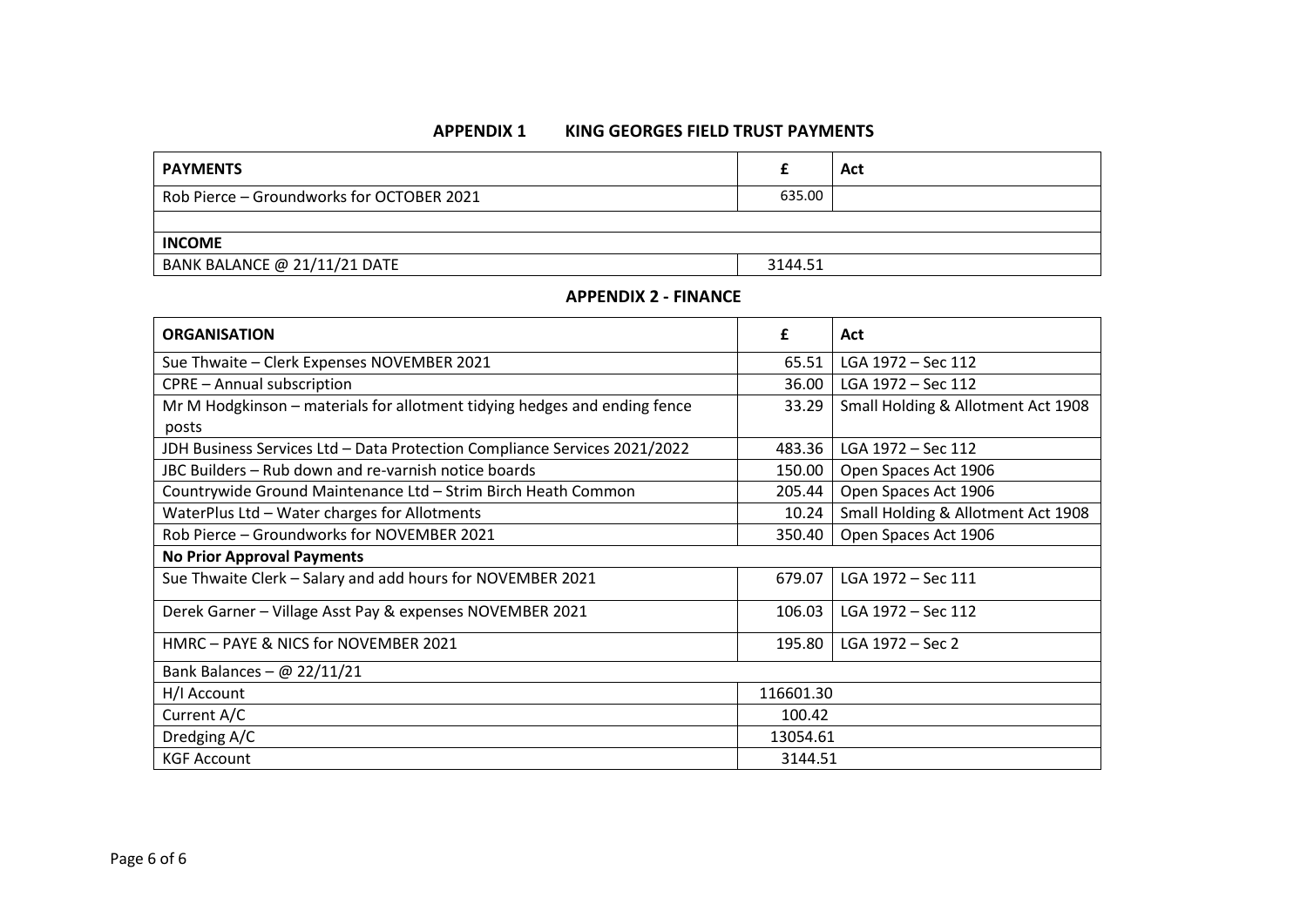## APPENDIX 1 KING GEORGES FIELD TRUST PAYMENTS

| PAYMENTS | £ | Act |
|---|---|---|
| Rob Pierce – Groundworks for OCTOBER 2021 | 635.00 | |
| | | |
| **INCOME** | | |
| BANK BALANCE @ 21/11/21 DATE | 3144.51 | |

## APPENDIX 2 - FINANCE

| ORGANISATION | £ | Act |
|---|---|---|
| Sue Thwaite – Clerk Expenses NOVEMBER 2021 | 65.51 | LGA 1972 – Sec 112 |
| CPRE – Annual subscription | 36.00 | LGA 1972 – Sec 112 |
| Mr M Hodgkinson – materials for allotment tidying hedges and ending fence posts | 33.29 | Small Holding & Allotment Act 1908 |
| JDH Business Services Ltd – Data Protection Compliance Services 2021/2022 | 483.36 | LGA 1972 – Sec 112 |
| JBC Builders – Rub down and re-varnish notice boards | 150.00 | Open Spaces Act 1906 |
| Countrywide Ground Maintenance Ltd – Strim Birch Heath Common | 205.44 | Open Spaces Act 1906 |
| WaterPlus Ltd – Water charges for Allotments | 10.24 | Small Holding & Allotment Act 1908 |
| Rob Pierce – Groundworks for NOVEMBER 2021 | 350.40 | Open Spaces Act 1906 |
| **No Prior Approval Payments** | | |
| Sue Thwaite Clerk – Salary and add hours for NOVEMBER 2021 | 679.07 | LGA 1972 – Sec 111 |
| Derek Garner – Village Asst Pay & expenses NOVEMBER 2021 | 106.03 | LGA 1972 – Sec 112 |
| HMRC – PAYE & NICS for NOVEMBER 2021 | 195.80 | LGA 1972 – Sec 2 |
| Bank Balances – @ 22/11/21 | | |
| H/I Account | 116601.30 | |
| Current A/C | 100.42 | |
| Dredging A/C | 13054.61 | |
| KGF Account | 3144.51 | |